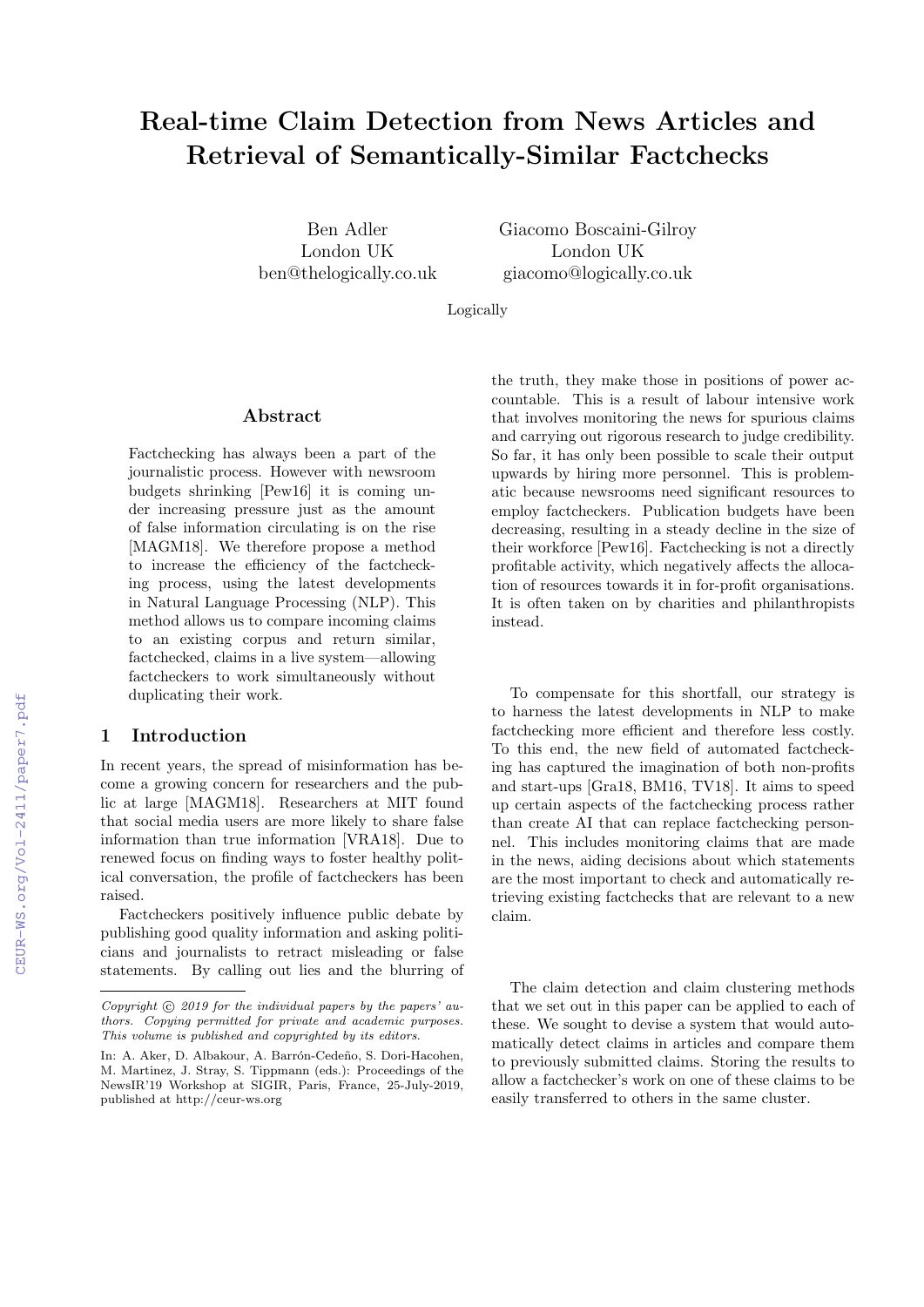# Real-time Claim Detection from News Articles and Retrieval of Semantically-Similar Factchecks

Ben Adler
London UK
ben@thelogically.co.uk

Giacomo Boscaini-Gilroy
London UK
giacomo@logically.co.uk

Logically

## Abstract

Factchecking has always been a part of the journalistic process. However with newsroom budgets shrinking [Pew16] it is coming under increasing pressure just as the amount of false information circulating is on the rise [MAGM18]. We therefore propose a method to increase the efficiency of the factchecking process, using the latest developments in Natural Language Processing (NLP). This method allows us to compare incoming claims to an existing corpus and return similar, factchecked, claims in a live system—allowing factcheckers to work simultaneously without duplicating their work.

## 1 Introduction

In recent years, the spread of misinformation has become a growing concern for researchers and the public at large [MAGM18]. Researchers at MIT found that social media users are more likely to share false information than true information [VRA18]. Due to renewed focus on finding ways to foster healthy political conversation, the profile of factcheckers has been raised.

Factcheckers positively influence public debate by publishing good quality information and asking politicians and journalists to retract misleading or false statements. By calling out lies and the blurring of the truth, they make those in positions of power accountable. This is a result of labour intensive work that involves monitoring the news for spurious claims and carrying out rigorous research to judge credibility. So far, it has only been possible to scale their output upwards by hiring more personnel. This is problematic because newsrooms need significant resources to employ factcheckers. Publication budgets have been decreasing, resulting in a steady decline in the size of their workforce [Pew16]. Factchecking is not a directly profitable activity, which negatively affects the allocation of resources towards it in for-profit organisations. It is often taken on by charities and philanthropists instead.

To compensate for this shortfall, our strategy is to harness the latest developments in NLP to make factchecking more efficient and therefore less costly. To this end, the new field of automated factchecking has captured the imagination of both non-profits and start-ups [Gra18, BM16, TV18]. It aims to speed up certain aspects of the factchecking process rather than create AI that can replace factchecking personnel. This includes monitoring claims that are made in the news, aiding decisions about which statements are the most important to check and automatically retrieving existing factchecks that are relevant to a new claim.

The claim detection and claim clustering methods that we set out in this paper can be applied to each of these. We sought to devise a system that would automatically detect claims in articles and compare them to previously submitted claims. Storing the results to allow a factchecker's work on one of these claims to be easily transferred to others in the same cluster.

*Copyright © 2019 for the individual papers by the papers' authors. Copying permitted for private and academic purposes. This volume is published and copyrighted by its editors.*

In: A. Aker, D. Albakour, A. Barrón-Cedeño, S. Dori-Hacohen, M. Martinez, J. Stray, S. Tippmann (eds.): Proceedings of the NewsIR'19 Workshop at SIGIR, Paris, France, 25-July-2019, published at http://ceur-ws.org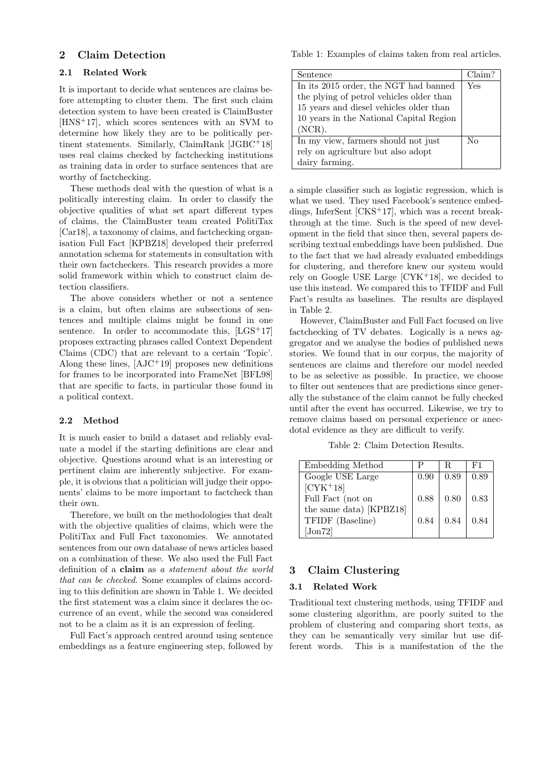## 2 Claim Detection

### 2.1 Related Work

It is important to decide what sentences are claims before attempting to cluster them. The first such claim detection system to have been created is ClaimBuster [HNS+17], which scores sentences with an SVM to determine how likely they are to be politically pertinent statements. Similarly, ClaimRank [JGBC+18] uses real claims checked by factchecking institutions as training data in order to surface sentences that are worthy of factchecking.

These methods deal with the question of what is a politically interesting claim. In order to classify the objective qualities of what set apart different types of claims, the ClaimBuster team created PolitiTax [Car18], a taxonomy of claims, and factchecking organisation Full Fact [KPBZ18] developed their preferred annotation schema for statements in consultation with their own factcheckers. This research provides a more solid framework within which to construct claim detection classifiers.

The above considers whether or not a sentence is a claim, but often claims are subsections of sentences and multiple claims might be found in one sentence. In order to accommodate this, [LGS+17] proposes extracting phrases called Context Dependent Claims (CDC) that are relevant to a certain 'Topic'. Along these lines, [AJC+19] proposes new definitions for frames to be incorporated into FrameNet [BFL98] that are specific to facts, in particular those found in a political context.

### 2.2 Method

It is much easier to build a dataset and reliably evaluate a model if the starting definitions are clear and objective. Questions around what is an interesting or pertinent claim are inherently subjective. For example, it is obvious that a politician will judge their opponents' claims to be more important to factcheck than their own.

Therefore, we built on the methodologies that dealt with the objective qualities of claims, which were the PolitiTax and Full Fact taxonomies. We annotated sentences from our own database of news articles based on a combination of these. We also used the Full Fact definition of a **claim** as *a statement about the world that can be checked*. Some examples of claims according to this definition are shown in Table 1. We decided the first statement was a claim since it declares the occurrence of an event, while the second was considered not to be a claim as it is an expression of feeling.

Table 1: Examples of claims taken from real articles.

| Sentence | Claim? |
|---|---|
| In its 2015 order, the NGT had banned the plying of petrol vehicles older than 15 years and diesel vehicles older than 10 years in the National Capital Region (NCR). | Yes |
| In my view, farmers should not just rely on agriculture but also adopt dairy farming. | No |

Full Fact's approach centred around using sentence embeddings as a feature engineering step, followed by a simple classifier such as logistic regression, which is what we used. They used Facebook's sentence embeddings, InferSent [CKS+17], which was a recent breakthrough at the time. Such is the speed of new development in the field that since then, several papers describing textual embeddings have been published. Due to the fact that we had already evaluated embeddings for clustering, and therefore knew our system would rely on Google USE Large [CYK+18], we decided to use this instead. We compared this to TFIDF and Full Fact's results as baselines. The results are displayed in Table 2.

However, ClaimBuster and Full Fact focused on live factchecking of TV debates. Logically is a news aggregator and we analyse the bodies of published news stories. We found that in our corpus, the majority of sentences are claims and therefore our model needed to be as selective as possible. In practice, we choose to filter out sentences that are predictions since generally the substance of the claim cannot be fully checked until after the event has occurred. Likewise, we try to remove claims based on personal experience or anecdotal evidence as they are difficult to verify.

Table 2: Claim Detection Results.

| Embedding Method | P | R | F1 |
|---|---|---|---|
| Google USE Large [CYK+18] | 0.90 | 0.89 | 0.89 |
| Full Fact (not on the same data) [KPBZ18] | 0.88 | 0.80 | 0.83 |
| TFIDF (Baseline) [Jon72] | 0.84 | 0.84 | 0.84 |

## 3 Claim Clustering

### 3.1 Related Work

Traditional text clustering methods, using TFIDF and some clustering algorithm, are poorly suited to the problem of clustering and comparing short texts, as they can be semantically very similar but use different words. This is a manifestation of the the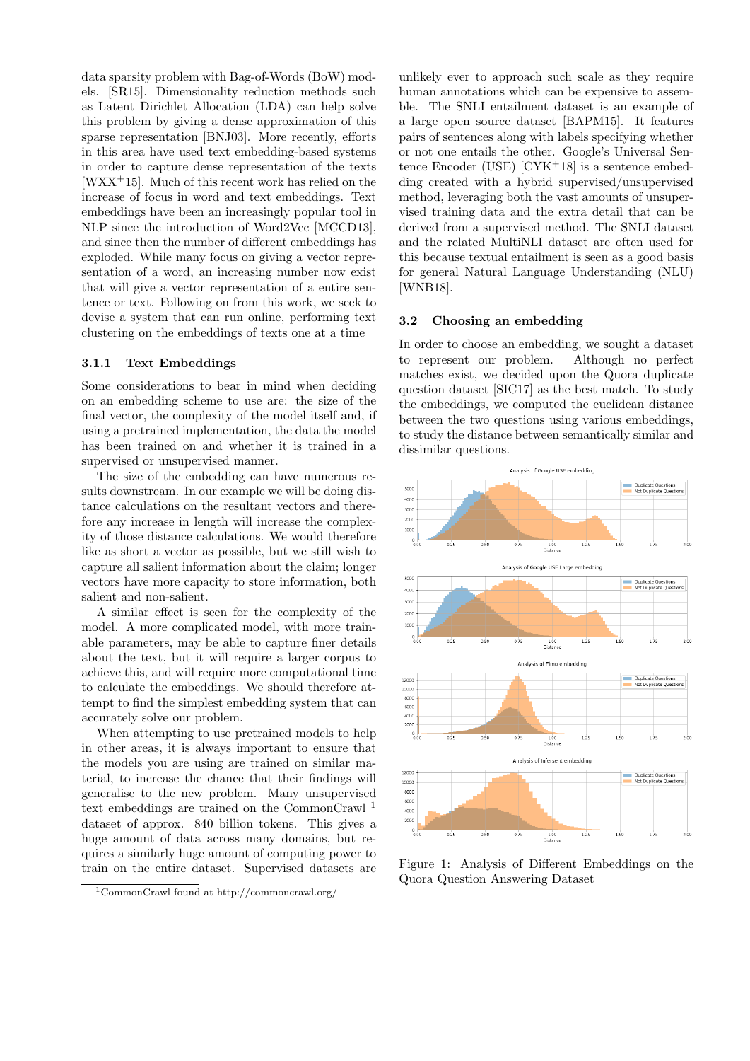data sparsity problem with Bag-of-Words (BoW) models. [SR15]. Dimensionality reduction methods such as Latent Dirichlet Allocation (LDA) can help solve this problem by giving a dense approximation of this sparse representation [BNJ03]. More recently, efforts in this area have used text embedding-based systems in order to capture dense representation of the texts [WXX+15]. Much of this recent work has relied on the increase of focus in word and text embeddings. Text embeddings have been an increasingly popular tool in NLP since the introduction of Word2Vec [MCCD13], and since then the number of different embeddings has exploded. While many focus on giving a vector representation of a word, an increasing number now exist that will give a vector representation of a entire sentence or text. Following on from this work, we seek to devise a system that can run online, performing text clustering on the embeddings of texts one at a time

#### 3.1.1 Text Embeddings

Some considerations to bear in mind when deciding on an embedding scheme to use are: the size of the final vector, the complexity of the model itself and, if using a pretrained implementation, the data the model has been trained on and whether it is trained in a supervised or unsupervised manner.

The size of the embedding can have numerous results downstream. In our example we will be doing distance calculations on the resultant vectors and therefore any increase in length will increase the complexity of those distance calculations. We would therefore like as short a vector as possible, but we still wish to capture all salient information about the claim; longer vectors have more capacity to store information, both salient and non-salient.

A similar effect is seen for the complexity of the model. A more complicated model, with more trainable parameters, may be able to capture finer details about the text, but it will require a larger corpus to achieve this, and will require more computational time to calculate the embeddings. We should therefore attempt to find the simplest embedding system that can accurately solve our problem.

When attempting to use pretrained models to help in other areas, it is always important to ensure that the models you are using are trained on similar material, to increase the chance that their findings will generalise to the new problem. Many unsupervised text embeddings are trained on the CommonCrawl [1] dataset of approx. 840 billion tokens. This gives a huge amount of data across many domains, but requires a similarly huge amount of computing power to train on the entire dataset. Supervised datasets are unlikely ever to approach such scale as they require human annotations which can be expensive to assemble. The SNLI entailment dataset is an example of a large open source dataset [BAPM15]. It features pairs of sentences along with labels specifying whether or not one entails the other. Google's Universal Sentence Encoder (USE) [CYK+18] is a sentence embedding created with a hybrid supervised/unsupervised method, leveraging both the vast amounts of unsupervised training data and the extra detail that can be derived from a supervised method. The SNLI dataset and the related MultiNLI dataset are often used for this because textual entailment is seen as a good basis for general Natural Language Understanding (NLU) [WNB18].

[1] CommonCrawl found at http://commoncrawl.org/

### 3.2 Choosing an embedding

In order to choose an embedding, we sought a dataset to represent our problem. Although no perfect matches exist, we decided upon the Quora duplicate question dataset [SIC17] as the best match. To study the embeddings, we computed the euclidean distance between the two questions using various embeddings, to study the distance between semantically similar and dissimilar questions.

Figure 1: Analysis of Different Embeddings on the Quora Question Answering Dataset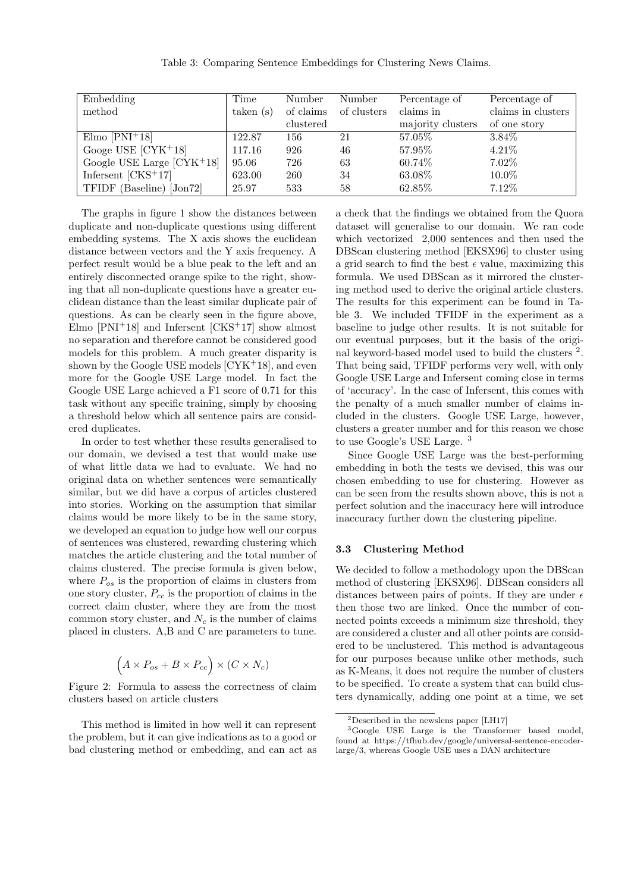Table 3: Comparing Sentence Embeddings for Clustering News Claims.

| Embedding method | Time taken (s) | Number of claims clustered | Number of clusters | Percentage of claims in majority clusters | Percentage of claims in clusters of one story |
|---|---|---|---|---|---|
| Elmo [PNI+18] | 122.87 | 156 | 21 | 57.05% | 3.84% |
| Googe USE [CYK+18] | 117.16 | 926 | 46 | 57.95% | 4.21% |
| Google USE Large [CYK+18] | 95.06 | 726 | 63 | 60.74% | 7.02% |
| Infersent [CKS+17] | 623.00 | 260 | 34 | 63.08% | 10.0% |
| TFIDF (Baseline) [Jon72] | 25.97 | 533 | 58 | 62.85% | 7.12% |

The graphs in figure 1 show the distances between duplicate and non-duplicate questions using different embedding systems. The X axis shows the euclidean distance between vectors and the Y axis frequency. A perfect result would be a blue peak to the left and an entirely disconnected orange spike to the right, showing that all non-duplicate questions have a greater euclidean distance than the least similar duplicate pair of questions. As can be clearly seen in the figure above, Elmo [PNI+18] and Infersent [CKS+17] show almost no separation and therefore cannot be considered good models for this problem. A much greater disparity is shown by the Google USE models [CYK+18], and even more for the Google USE Large model. In fact the Google USE Large achieved a F1 score of 0.71 for this task without any specific training, simply by choosing a threshold below which all sentence pairs are considered duplicates.

In order to test whether these results generalised to our domain, we devised a test that would make use of what little data we had to evaluate. We had no original data on whether sentences were semantically similar, but we did have a corpus of articles clustered into stories. Working on the assumption that similar claims would be more likely to be in the same story, we developed an equation to judge how well our corpus of sentences was clustered, rewarding clustering which matches the article clustering and the total number of claims clustered. The precise formula is given below, where $P_{os}$ is the proportion of claims in clusters from one story cluster, $P_{cc}$ is the proportion of claims in the correct claim cluster, where they are from the most common story cluster, and $N_c$ is the number of claims placed in clusters. A,B and C are parameters to tune.

$$\left(A \times P_{os} + B \times P_{cc}\right) \times (C \times N_c)$$

Figure 2: Formula to assess the correctness of claim clusters based on article clusters

This method is limited in how well it can represent the problem, but it can give indications as to a good or bad clustering method or embedding, and can act as a check that the findings we obtained from the Quora dataset will generalise to our domain. We ran code which vectorized 2,000 sentences and then used the DBScan clustering method [EKSX96] to cluster using a grid search to find the best $\epsilon$ value, maximizing this formula. We used DBScan as it mirrored the clustering method used to derive the original article clusters. The results for this experiment can be found in Table 3. We included TFIDF in the experiment as a baseline to judge other results. It is not suitable for our eventual purposes, but it the basis of the original keyword-based model used to build the clusters [2]. That being said, TFIDF performs very well, with only Google USE Large and Infersent coming close in terms of 'accuracy'. In the case of Infersent, this comes with the penalty of a much smaller number of claims included in the clusters. Google USE Large, however, clusters a greater number and for this reason we chose to use Google's USE Large. [3]

Since Google USE Large was the best-performing embedding in both the tests we devised, this was our chosen embedding to use for clustering. However as can be seen from the results shown above, this is not a perfect solution and the inaccuracy here will introduce inaccuracy further down the clustering pipeline.

### 3.3 Clustering Method

We decided to follow a methodology upon the DBScan method of clustering [EKSX96]. DBScan considers all distances between pairs of points. If they are under $\epsilon$ then those two are linked. Once the number of connected points exceeds a minimum size threshold, they are considered a cluster and all other points are considered to be unclustered. This method is advantageous for our purposes because unlike other methods, such as K-Means, it does not require the number of clusters to be specified. To create a system that can build clusters dynamically, adding one point at a time, we set

[2] Described in the newslens paper [LH17]

[3] Google USE Large is the Transformer based model, found at https://tfhub.dev/google/universal-sentence-encoder-large/3, whereas Google USE uses a DAN architecture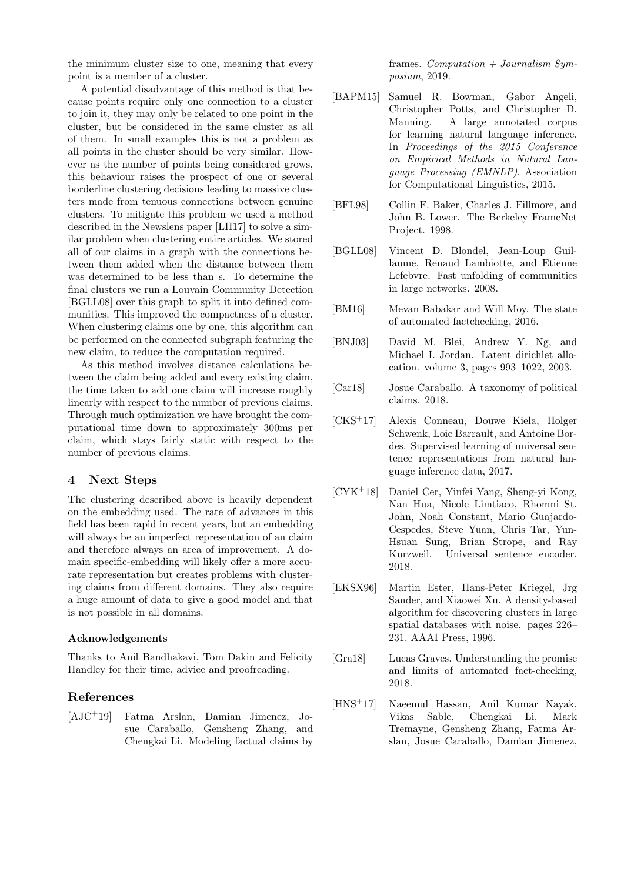the minimum cluster size to one, meaning that every point is a member of a cluster.

A potential disadvantage of this method is that because points require only one connection to a cluster to join it, they may only be related to one point in the cluster, but be considered in the same cluster as all of them. In small examples this is not a problem as all points in the cluster should be very similar. However as the number of points being considered grows, this behaviour raises the prospect of one or several borderline clustering decisions leading to massive clusters made from tenuous connections between genuine clusters. To mitigate this problem we used a method described in the Newslens paper [LH17] to solve a similar problem when clustering entire articles. We stored all of our claims in a graph with the connections between them added when the distance between them was determined to be less than $\epsilon$. To determine the final clusters we run a Louvain Community Detection [BGLL08] over this graph to split it into defined communities. This improved the compactness of a cluster. When clustering claims one by one, this algorithm can be performed on the connected subgraph featuring the new claim, to reduce the computation required.

As this method involves distance calculations between the claim being added and every existing claim, the time taken to add one claim will increase roughly linearly with respect to the number of previous claims. Through much optimization we have brought the computational time down to approximately 300ms per claim, which stays fairly static with respect to the number of previous claims.

## 4 Next Steps

The clustering described above is heavily dependent on the embedding used. The rate of advances in this field has been rapid in recent years, but an embedding will always be an imperfect representation of an claim and therefore always an area of improvement. A domain specific-embedding will likely offer a more accurate representation but creates problems with clustering claims from different domains. They also require a huge amount of data to give a good model and that is not possible in all domains.

#### Acknowledgements

Thanks to Anil Bandhakavi, Tom Dakin and Felicity Handley for their time, advice and proofreading.

## References

[AJC+19] Fatma Arslan, Damian Jimenez, Josue Caraballo, Gensheng Zhang, and Chengkai Li. Modeling factual claims by frames. *Computation + Journalism Symposium*, 2019.

[BAPM15] Samuel R. Bowman, Gabor Angeli, Christopher Potts, and Christopher D. Manning. A large annotated corpus for learning natural language inference. In *Proceedings of the 2015 Conference on Empirical Methods in Natural Language Processing (EMNLP)*. Association for Computational Linguistics, 2015.

[BFL98] Collin F. Baker, Charles J. Fillmore, and John B. Lower. The Berkeley FrameNet Project. 1998.

[BGLL08] Vincent D. Blondel, Jean-Loup Guillaume, Renaud Lambiotte, and Etienne Lefebvre. Fast unfolding of communities in large networks. 2008.

[BM16] Mevan Babakar and Will Moy. The state of automated factchecking, 2016.

[BNJ03] David M. Blei, Andrew Y. Ng, and Michael I. Jordan. Latent dirichlet allocation. volume 3, pages 993–1022, 2003.

[Car18] Josue Caraballo. A taxonomy of political claims. 2018.

[CKS+17] Alexis Conneau, Douwe Kiela, Holger Schwenk, Loic Barrault, and Antoine Bordes. Supervised learning of universal sentence representations from natural language inference data, 2017.

[CYK+18] Daniel Cer, Yinfei Yang, Sheng-yi Kong, Nan Hua, Nicole Limtiaco, Rhomni St. John, Noah Constant, Mario Guajardo-Cespedes, Steve Yuan, Chris Tar, Yun-Hsuan Sung, Brian Strope, and Ray Kurzweil. Universal sentence encoder. 2018.

[EKSX96] Martin Ester, Hans-Peter Kriegel, Jrg Sander, and Xiaowei Xu. A density-based algorithm for discovering clusters in large spatial databases with noise. pages 226–231. AAAI Press, 1996.

[Gra18] Lucas Graves. Understanding the promise and limits of automated fact-checking, 2018.

[HNS+17] Naeemul Hassan, Anil Kumar Nayak, Vikas Sable, Chengkai Li, Mark Tremayne, Gensheng Zhang, Fatma Arslan, Josue Caraballo, Damian Jimenez,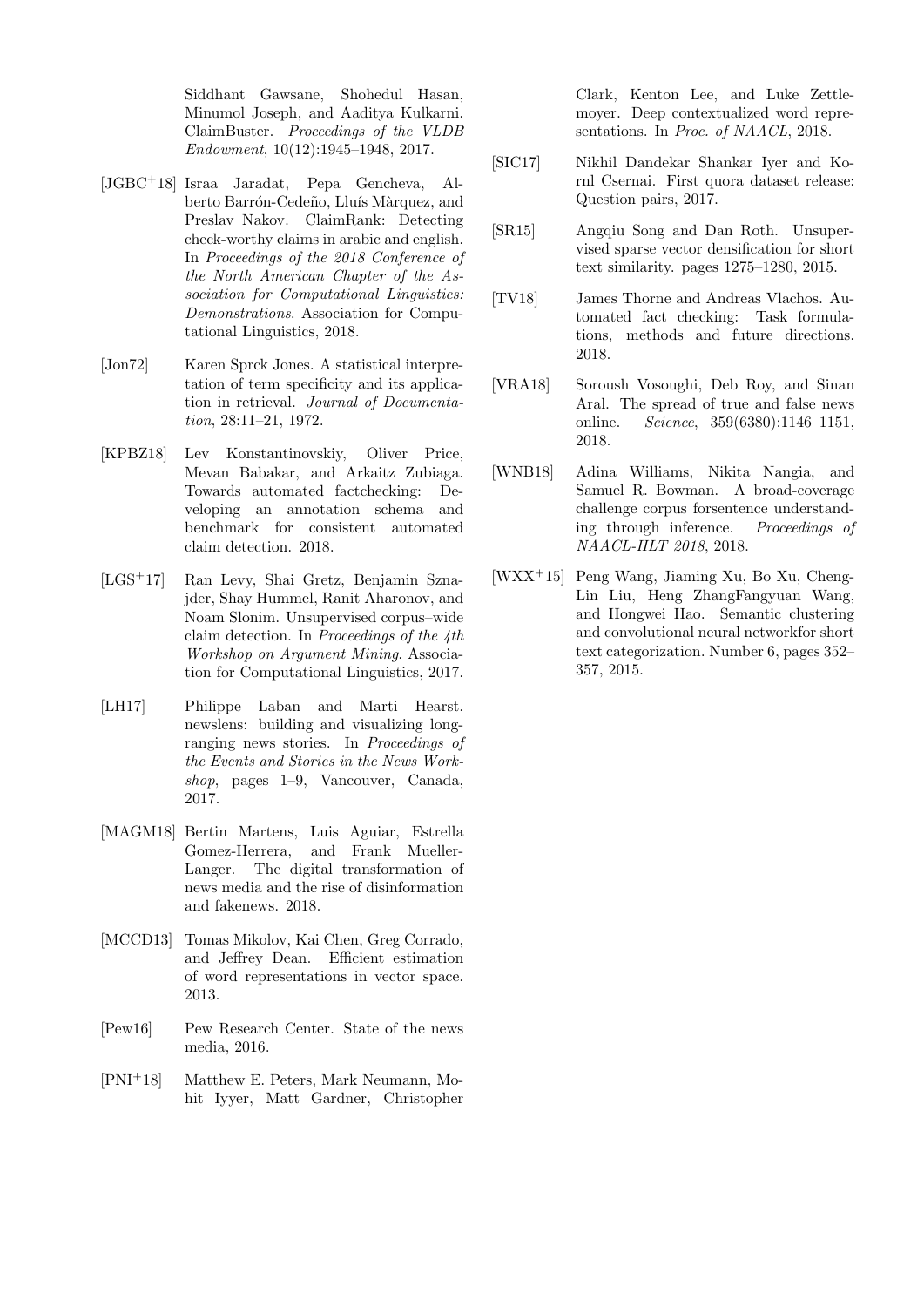Siddhant Gawsane, Shohedul Hasan, Minumol Joseph, and Aaditya Kulkarni. ClaimBuster. *Proceedings of the VLDB Endowment*, 10(12):1945–1948, 2017.

[JGBC+18] Israa Jaradat, Pepa Gencheva, Alberto Barrón-Cedeño, Lluís Màrquez, and Preslav Nakov. ClaimRank: Detecting check-worthy claims in arabic and english. In *Proceedings of the 2018 Conference of the North American Chapter of the Association for Computational Linguistics: Demonstrations*. Association for Computational Linguistics, 2018.

[Jon72] Karen Sprck Jones. A statistical interpretation of term specificity and its application in retrieval. *Journal of Documentation*, 28:11–21, 1972.

[KPBZ18] Lev Konstantinovskiy, Oliver Price, Mevan Babakar, and Arkaitz Zubiaga. Towards automated factchecking: Developing an annotation schema and benchmark for consistent automated claim detection. 2018.

[LGS+17] Ran Levy, Shai Gretz, Benjamin Sznajder, Shay Hummel, Ranit Aharonov, and Noam Slonim. Unsupervised corpus–wide claim detection. In *Proceedings of the 4th Workshop on Argument Mining*. Association for Computational Linguistics, 2017.

[LH17] Philippe Laban and Marti Hearst. newslens: building and visualizing long-ranging news stories. In *Proceedings of the Events and Stories in the News Workshop*, pages 1–9, Vancouver, Canada, 2017.

[MAGM18] Bertin Martens, Luis Aguiar, Estrella Gomez-Herrera, and Frank Mueller-Langer. The digital transformation of news media and the rise of disinformation and fakenews. 2018.

[MCCD13] Tomas Mikolov, Kai Chen, Greg Corrado, and Jeffrey Dean. Efficient estimation of word representations in vector space. 2013.

[Pew16] Pew Research Center. State of the news media, 2016.

[PNI+18] Matthew E. Peters, Mark Neumann, Mohit Iyyer, Matt Gardner, Christopher Clark, Kenton Lee, and Luke Zettlemoyer. Deep contextualized word representations. In *Proc. of NAACL*, 2018.

[SIC17] Nikhil Dandekar Shankar Iyer and Kornl Csernai. First quora dataset release: Question pairs, 2017.

[SR15] Angqiu Song and Dan Roth. Unsupervised sparse vector densification for short text similarity. pages 1275–1280, 2015.

[TV18] James Thorne and Andreas Vlachos. Automated fact checking: Task formulations, methods and future directions. 2018.

[VRA18] Soroush Vosoughi, Deb Roy, and Sinan Aral. The spread of true and false news online. *Science*, 359(6380):1146–1151, 2018.

[WNB18] Adina Williams, Nikita Nangia, and Samuel R. Bowman. A broad-coverage challenge corpus forsentence understanding through inference. *Proceedings of NAACL-HLT 2018*, 2018.

[WXX+15] Peng Wang, Jiaming Xu, Bo Xu, Cheng-Lin Liu, Heng ZhangFangyuan Wang, and Hongwei Hao. Semantic clustering and convolutional neural networkfor short text categorization. Number 6, pages 352–357, 2015.